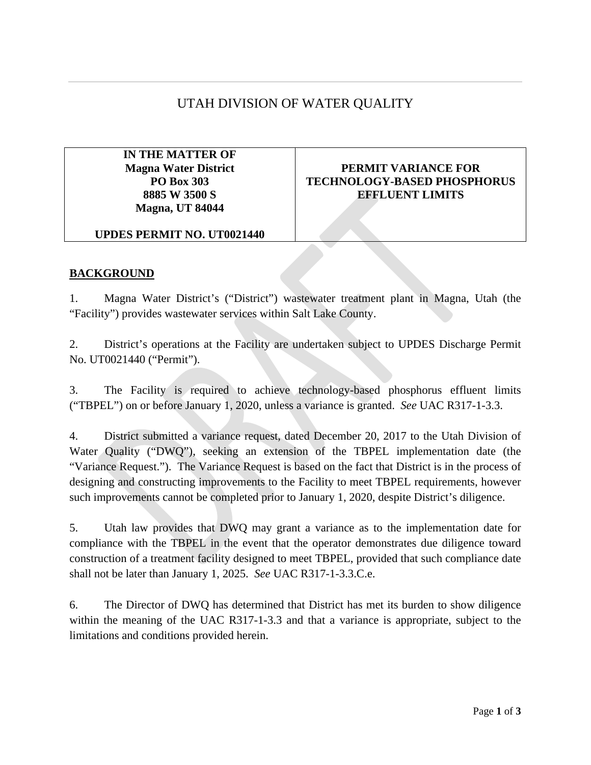# UTAH DIVISION OF WATER QUALITY

| IN THE MATTER OF<br>Magna Water District<br>PO Box 303<br>8885 W 3500 S<br>Magna, UT 84044<br><br>UPDES PERMIT NO. UT0021440 | PERMIT VARIANCE FOR TECHNOLOGY-BASED PHOSPHORUS EFFLUENT LIMITS |
|---|---|

## BACKGROUND

1. Magna Water District's ("District") wastewater treatment plant in Magna, Utah (the "Facility") provides wastewater services within Salt Lake County.

2. District's operations at the Facility are undertaken subject to UPDES Discharge Permit No. UT0021440 ("Permit").

3. The Facility is required to achieve technology-based phosphorus effluent limits ("TBPEL") on or before January 1, 2020, unless a variance is granted. *See* UAC R317-1-3.3.

4. District submitted a variance request, dated December 20, 2017 to the Utah Division of Water Quality ("DWQ"), seeking an extension of the TBPEL implementation date (the "Variance Request."). The Variance Request is based on the fact that District is in the process of designing and constructing improvements to the Facility to meet TBPEL requirements, however such improvements cannot be completed prior to January 1, 2020, despite District's diligence.

5. Utah law provides that DWQ may grant a variance as to the implementation date for compliance with the TBPEL in the event that the operator demonstrates due diligence toward construction of a treatment facility designed to meet TBPEL, provided that such compliance date shall not be later than January 1, 2025. *See* UAC R317-1-3.3.C.e.

6. The Director of DWQ has determined that District has met its burden to show diligence within the meaning of the UAC R317-1-3.3 and that a variance is appropriate, subject to the limitations and conditions provided herein.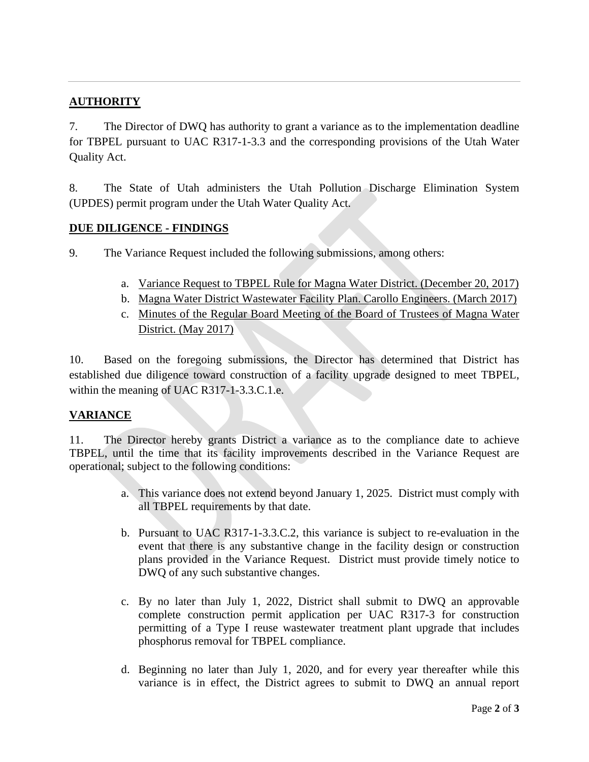## AUTHORITY

7. The Director of DWQ has authority to grant a variance as to the implementation deadline for TBPEL pursuant to UAC R317-1-3.3 and the corresponding provisions of the Utah Water Quality Act.

8. The State of Utah administers the Utah Pollution Discharge Elimination System (UPDES) permit program under the Utah Water Quality Act.

## DUE DILIGENCE - FINDINGS

9. The Variance Request included the following submissions, among others:

   a. Variance Request to TBPEL Rule for Magna Water District. (December 20, 2017)
   b. Magna Water District Wastewater Facility Plan. Carollo Engineers. (March 2017)
   c. Minutes of the Regular Board Meeting of the Board of Trustees of Magna Water District. (May 2017)

10. Based on the foregoing submissions, the Director has determined that District has established due diligence toward construction of a facility upgrade designed to meet TBPEL, within the meaning of UAC R317-1-3.3.C.1.e.

## VARIANCE

11. The Director hereby grants District a variance as to the compliance date to achieve TBPEL, until the time that its facility improvements described in the Variance Request are operational; subject to the following conditions:

   a. This variance does not extend beyond January 1, 2025. District must comply with all TBPEL requirements by that date.

   b. Pursuant to UAC R317-1-3.3.C.2, this variance is subject to re-evaluation in the event that there is any substantive change in the facility design or construction plans provided in the Variance Request. District must provide timely notice to DWQ of any such substantive changes.

   c. By no later than July 1, 2022, District shall submit to DWQ an approvable complete construction permit application per UAC R317-3 for construction permitting of a Type I reuse wastewater treatment plant upgrade that includes phosphorus removal for TBPEL compliance.

   d. Beginning no later than July 1, 2020, and for every year thereafter while this variance is in effect, the District agrees to submit to DWQ an annual report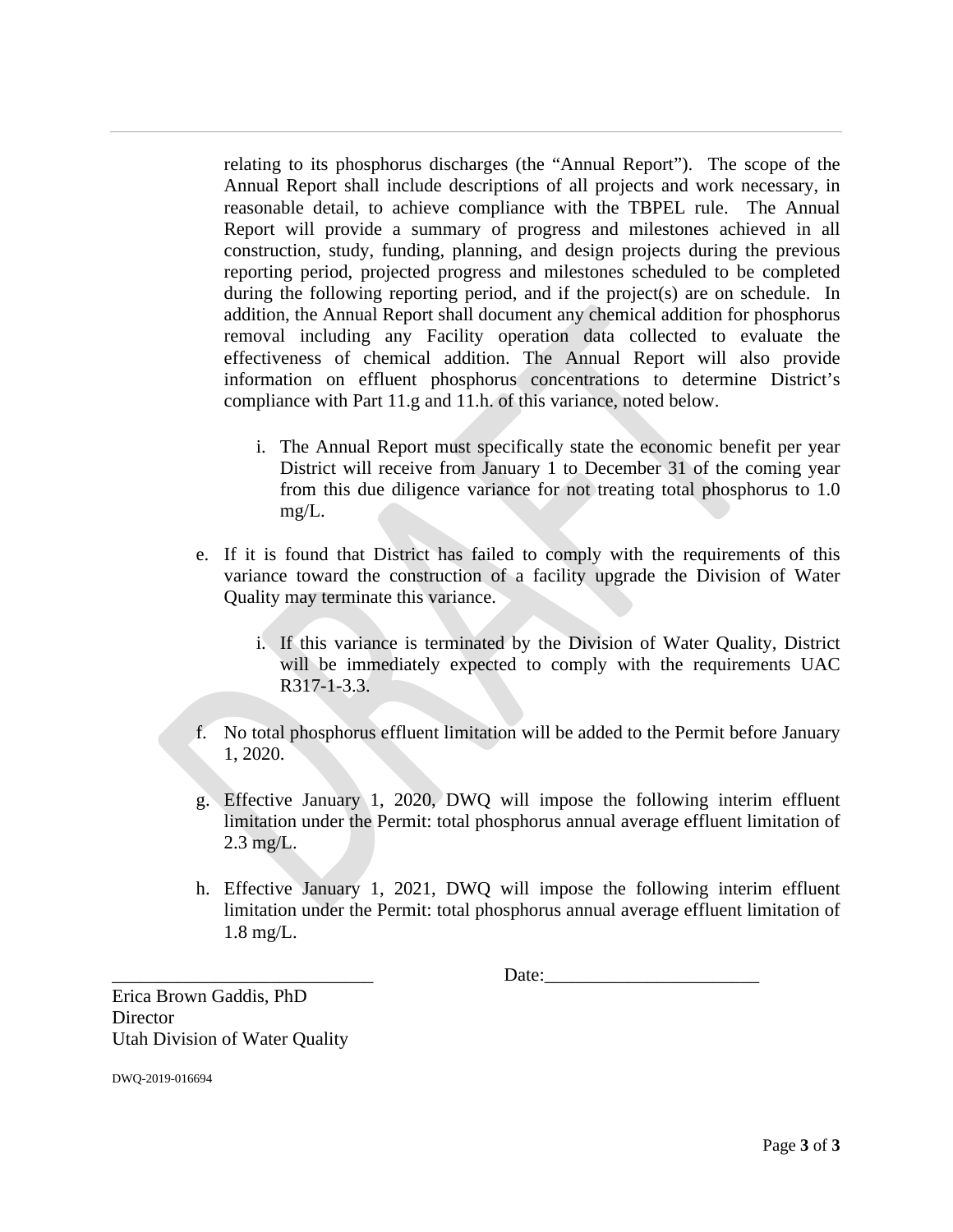relating to its phosphorus discharges (the "Annual Report"). The scope of the Annual Report shall include descriptions of all projects and work necessary, in reasonable detail, to achieve compliance with the TBPEL rule. The Annual Report will provide a summary of progress and milestones achieved in all construction, study, funding, planning, and design projects during the previous reporting period, projected progress and milestones scheduled to be completed during the following reporting period, and if the project(s) are on schedule. In addition, the Annual Report shall document any chemical addition for phosphorus removal including any Facility operation data collected to evaluate the effectiveness of chemical addition. The Annual Report will also provide information on effluent phosphorus concentrations to determine District's compliance with Part 11.g and 11.h. of this variance, noted below.

  i. The Annual Report must specifically state the economic benefit per year District will receive from January 1 to December 31 of the coming year from this due diligence variance for not treating total phosphorus to 1.0 mg/L.

e. If it is found that District has failed to comply with the requirements of this variance toward the construction of a facility upgrade the Division of Water Quality may terminate this variance.

  i. If this variance is terminated by the Division of Water Quality, District will be immediately expected to comply with the requirements UAC R317-1-3.3.

f. No total phosphorus effluent limitation will be added to the Permit before January 1, 2020.

g. Effective January 1, 2020, DWQ will impose the following interim effluent limitation under the Permit: total phosphorus annual average effluent limitation of 2.3 mg/L.

h. Effective January 1, 2021, DWQ will impose the following interim effluent limitation under the Permit: total phosphorus annual average effluent limitation of 1.8 mg/L.

\_\_\_\_\_\_\_\_\_\_\_\_\_\_\_\_\_\_\_\_\_\_\_\_\_\_\_\_ Date:\_\_\_\_\_\_\_\_\_\_\_\_\_\_\_\_\_\_\_\_\_\_\_

Erica Brown Gaddis, PhD
Director
Utah Division of Water Quality

DWQ-2019-016694